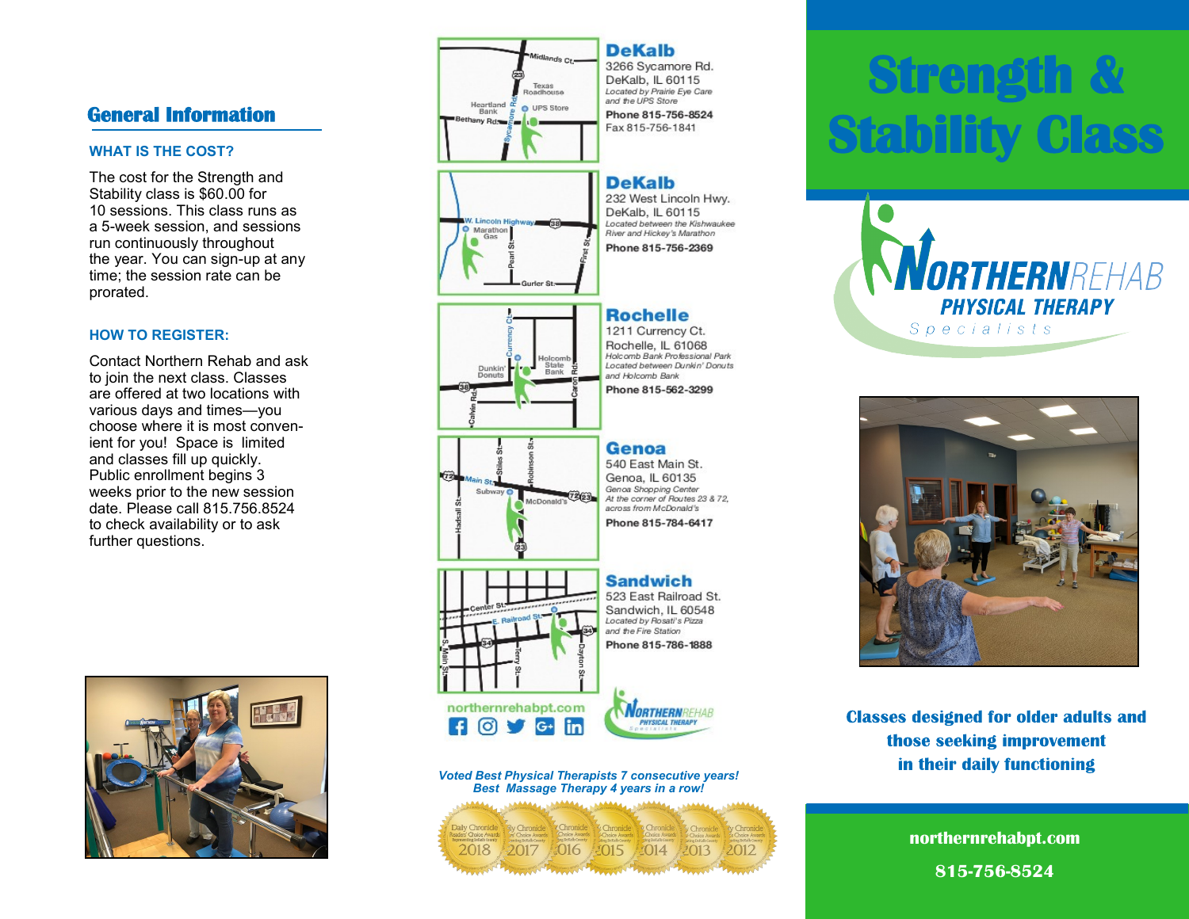## General Information

### WHAT IS THE COST?

The cost for the Strength and Stability class is $60.00 for 10 sessions. This class runs as a 5-week session, and sessions run continuously throughout the year. You can sign-up at any time; the session rate can be prorated.

### HOW TO REGISTER:

Contact Northern Rehab and ask to join the next class. Classes are offered at two locations with various days and times—you choose where it is most convenient for you! Space is limited and classes fill up quickly. Public enrollment begins 3 weeks prior to the new session date. Please call 815.756.8524 to check availability or to ask further questions.

### DeKalb

3266 Sycamore Rd.
DeKalb, IL 60115
*Located by Prairie Eye Care and the UPS Store*
**Phone 815-756-8524**
Fax 815-756-1841

### DeKalb

232 West Lincoln Hwy.
DeKalb, IL 60115
*Located between the Kishwaukee River and Hickey's Marathon*
**Phone 815-756-2369**

### Rochelle

1211 Currency Ct.
Rochelle, IL 61068
*Holcomb Bank Professional Park Located between Dunkin' Donuts and Holcomb Bank*
**Phone 815-562-3299**

### Genoa

540 East Main St.
Genoa, IL 60135
*Genoa Shopping Center At the corner of Routes 23 & 72, across from McDonald's*
**Phone 815-784-6417**

### Sandwich

523 East Railroad St.
Sandwich, IL 60548
*Located by Rosati's Pizza and the Fire Station*
**Phone 815-786-1888**

northernrehabpt.com

*Voted Best Physical Therapists 7 consecutive years!*
*Best Massage Therapy 4 years in a row!*

# Strength & Stability Class

NORTHERN REHAB PHYSICAL THERAPY Specialists

**Classes designed for older adults and those seeking improvement in their daily functioning**

**northernrehabpt.com**

**815-756-8524**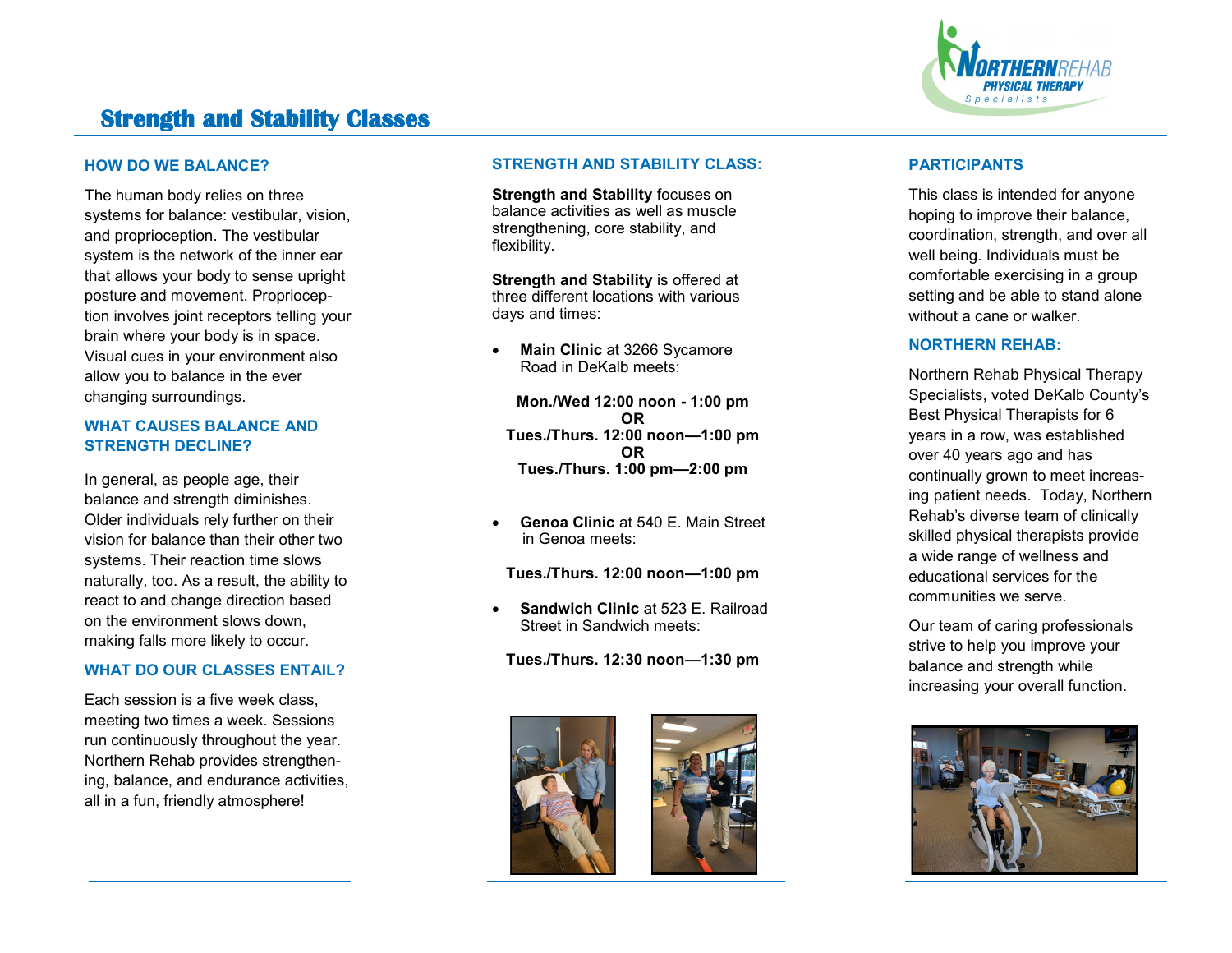# Strength and Stability Classes

## HOW DO WE BALANCE?

The human body relies on three systems for balance: vestibular, vision, and proprioception. The vestibular system is the network of the inner ear that allows your body to sense upright posture and movement. Proprioception involves joint receptors telling your brain where your body is in space. Visual cues in your environment also allow you to balance in the ever changing surroundings.

## WHAT CAUSES BALANCE AND STRENGTH DECLINE?

In general, as people age, their balance and strength diminishes. Older individuals rely further on their vision for balance than their other two systems. Their reaction time slows naturally, too. As a result, the ability to react to and change direction based on the environment slows down, making falls more likely to occur.

## WHAT DO OUR CLASSES ENTAIL?

Each session is a five week class, meeting two times a week. Sessions run continuously throughout the year. Northern Rehab provides strengthening, balance, and endurance activities, all in a fun, friendly atmosphere!

## STRENGTH AND STABILITY CLASS:

**Strength and Stability** focuses on balance activities as well as muscle strengthening, core stability, and flexibility.

**Strength and Stability** is offered at three different locations with various days and times:

- **Main Clinic** at 3266 Sycamore Road in DeKalb meets:

  **Mon./Wed 12:00 noon - 1:00 pm**
  **OR**
  **Tues./Thurs. 12:00 noon—1:00 pm**
  **OR**
  **Tues./Thurs. 1:00 pm—2:00 pm**

- **Genoa Clinic** at 540 E. Main Street in Genoa meets:

  **Tues./Thurs. 12:00 noon—1:00 pm**

- **Sandwich Clinic** at 523 E. Railroad Street in Sandwich meets:

  **Tues./Thurs. 12:30 noon—1:30 pm**

## PARTICIPANTS

This class is intended for anyone hoping to improve their balance, coordination, strength, and over all well being. Individuals must be comfortable exercising in a group setting and be able to stand alone without a cane or walker.

## NORTHERN REHAB:

Northern Rehab Physical Therapy Specialists, voted DeKalb County's Best Physical Therapists for 6 years in a row, was established over 40 years ago and has continually grown to meet increasing patient needs. Today, Northern Rehab's diverse team of clinically skilled physical therapists provide a wide range of wellness and educational services for the communities we serve.

Our team of caring professionals strive to help you improve your balance and strength while increasing your overall function.